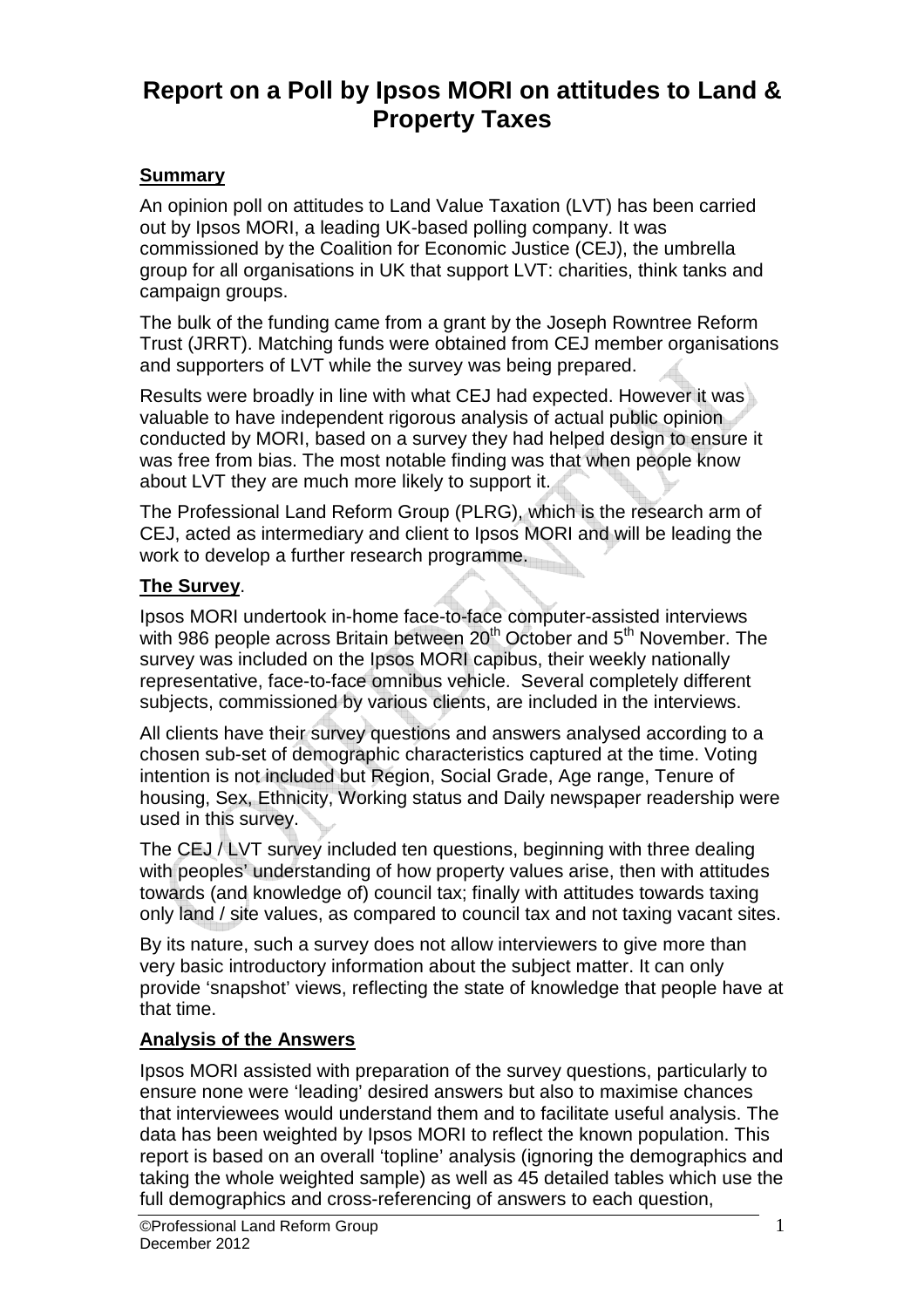# Report on a Poll by Ipsos MORI on attitudes to Land & Property Taxes

## Summary

An opinion poll on attitudes to Land Value Taxation (LVT) has been carried out by Ipsos MORI, a leading UK-based polling company. It was commissioned by the Coalition for Economic Justice (CEJ), the umbrella group for all organisations in UK that support LVT: charities, think tanks and campaign groups.

The bulk of the funding came from a grant by the Joseph Rowntree Reform Trust (JRRT). Matching funds were obtained from CEJ member organisations and supporters of LVT while the survey was being prepared.

Results were broadly in line with what CEJ had expected. However it was valuable to have independent rigorous analysis of actual public opinion conducted by MORI, based on a survey they had helped design to ensure it was free from bias. The most notable finding was that when people know about LVT they are much more likely to support it.

The Professional Land Reform Group (PLRG), which is the research arm of CEJ, acted as intermediary and client to Ipsos MORI and will be leading the work to develop a further research programme.

## The Survey.

Ipsos MORI undertook in-home face-to-face computer-assisted interviews with 986 people across Britain between 20th October and 5th November. The survey was included on the Ipsos MORI capibus, their weekly nationally representative, face-to-face omnibus vehicle. Several completely different subjects, commissioned by various clients, are included in the interviews.

All clients have their survey questions and answers analysed according to a chosen sub-set of demographic characteristics captured at the time. Voting intention is not included but Region, Social Grade, Age range, Tenure of housing, Sex, Ethnicity, Working status and Daily newspaper readership were used in this survey.

The CEJ / LVT survey included ten questions, beginning with three dealing with peoples' understanding of how property values arise, then with attitudes towards (and knowledge of) council tax; finally with attitudes towards taxing only land / site values, as compared to council tax and not taxing vacant sites.

By its nature, such a survey does not allow interviewers to give more than very basic introductory information about the subject matter. It can only provide 'snapshot' views, reflecting the state of knowledge that people have at that time.

## Analysis of the Answers

Ipsos MORI assisted with preparation of the survey questions, particularly to ensure none were 'leading' desired answers but also to maximise chances that interviewees would understand them and to facilitate useful analysis. The data has been weighted by Ipsos MORI to reflect the known population. This report is based on an overall 'topline' analysis (ignoring the demographics and taking the whole weighted sample) as well as 45 detailed tables which use the full demographics and cross-referencing of answers to each question,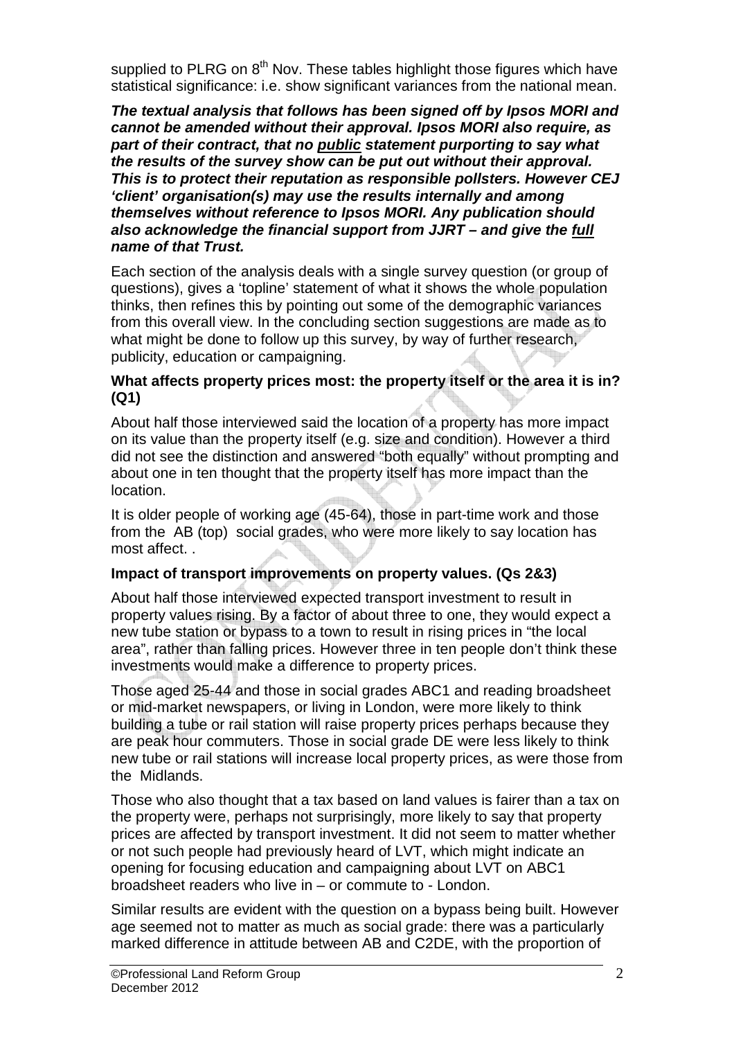supplied to PLRG on 8th Nov. These tables highlight those figures which have statistical significance: i.e. show significant variances from the national mean.

***The textual analysis that follows has been signed off by Ipsos MORI and cannot be amended without their approval. Ipsos MORI also require, as part of their contract, that no public statement purporting to say what the results of the survey show can be put out without their approval. This is to protect their reputation as responsible pollsters. However CEJ 'client' organisation(s) may use the results internally and among themselves without reference to Ipsos MORI. Any publication should also acknowledge the financial support from JJRT – and give the full name of that Trust.***

Each section of the analysis deals with a single survey question (or group of questions), gives a 'topline' statement of what it shows the whole population thinks, then refines this by pointing out some of the demographic variances from this overall view. In the concluding section suggestions are made as to what might be done to follow up this survey, by way of further research, publicity, education or campaigning.

### What affects property prices most: the property itself or the area it is in? (Q1)

About half those interviewed said the location of a property has more impact on its value than the property itself (e.g. size and condition). However a third did not see the distinction and answered "both equally" without prompting and about one in ten thought that the property itself has more impact than the location.

It is older people of working age (45-64), those in part-time work and those from the AB (top) social grades, who were more likely to say location has most affect. .

### Impact of transport improvements on property values. (Qs 2&3)

About half those interviewed expected transport investment to result in property values rising. By a factor of about three to one, they would expect a new tube station or bypass to a town to result in rising prices in "the local area", rather than falling prices. However three in ten people don't think these investments would make a difference to property prices.

Those aged 25-44 and those in social grades ABC1 and reading broadsheet or mid-market newspapers, or living in London, were more likely to think building a tube or rail station will raise property prices perhaps because they are peak hour commuters. Those in social grade DE were less likely to think new tube or rail stations will increase local property prices, as were those from the Midlands.

Those who also thought that a tax based on land values is fairer than a tax on the property were, perhaps not surprisingly, more likely to say that property prices are affected by transport investment. It did not seem to matter whether or not such people had previously heard of LVT, which might indicate an opening for focusing education and campaigning about LVT on ABC1 broadsheet readers who live in – or commute to - London.

Similar results are evident with the question on a bypass being built. However age seemed not to matter as much as social grade: there was a particularly marked difference in attitude between AB and C2DE, with the proportion of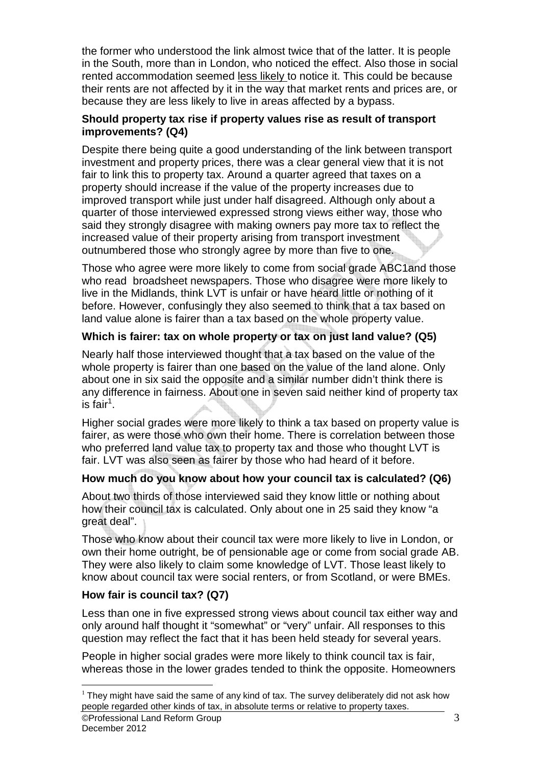the former who understood the link almost twice that of the latter. It is people in the South, more than in London, who noticed the effect. Also those in social rented accommodation seemed less likely to notice it. This could be because their rents are not affected by it in the way that market rents and prices are, or because they are less likely to live in areas affected by a bypass.

**Should property tax rise if property values rise as result of transport improvements? (Q4)**

Despite there being quite a good understanding of the link between transport investment and property prices, there was a clear general view that it is not fair to link this to property tax. Around a quarter agreed that taxes on a property should increase if the value of the property increases due to improved transport while just under half disagreed. Although only about a quarter of those interviewed expressed strong views either way, those who said they strongly disagree with making owners pay more tax to reflect the increased value of their property arising from transport investment outnumbered those who strongly agree by more than five to one.

Those who agree were more likely to come from social grade ABC1and those who read broadsheet newspapers. Those who disagree were more likely to live in the Midlands, think LVT is unfair or have heard little or nothing of it before. However, confusingly they also seemed to think that a tax based on land value alone is fairer than a tax based on the whole property value.

**Which is fairer: tax on whole property or tax on just land value? (Q5)**

Nearly half those interviewed thought that a tax based on the value of the whole property is fairer than one based on the value of the land alone. Only about one in six said the opposite and a similar number didn't think there is any difference in fairness. About one in seven said neither kind of property tax is fair[1].

Higher social grades were more likely to think a tax based on property value is fairer, as were those who own their home. There is correlation between those who preferred land value tax to property tax and those who thought LVT is fair. LVT was also seen as fairer by those who had heard of it before.

**How much do you know about how your council tax is calculated? (Q6)**

About two thirds of those interviewed said they know little or nothing about how their council tax is calculated. Only about one in 25 said they know "a great deal".

Those who know about their council tax were more likely to live in London, or own their home outright, be of pensionable age or come from social grade AB. They were also likely to claim some knowledge of LVT. Those least likely to know about council tax were social renters, or from Scotland, or were BMEs.

**How fair is council tax? (Q7)**

Less than one in five expressed strong views about council tax either way and only around half thought it "somewhat" or "very" unfair. All responses to this question may reflect the fact that it has been held steady for several years.

People in higher social grades were more likely to think council tax is fair, whereas those in the lower grades tended to think the opposite. Homeowners

[1] They might have said the same of any kind of tax. The survey deliberately did not ask how people regarded other kinds of tax, in absolute terms or relative to property taxes.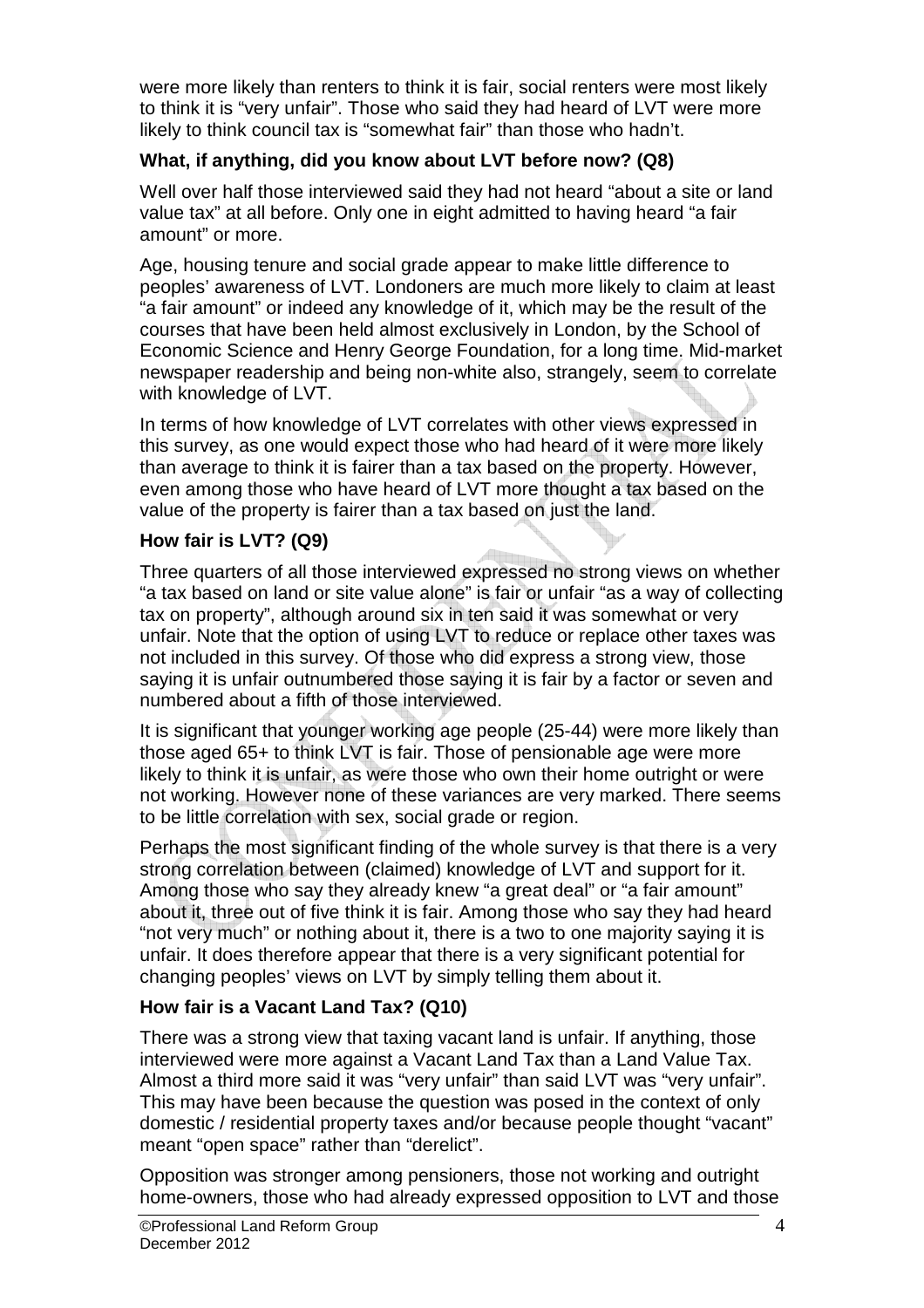were more likely than renters to think it is fair, social renters were most likely to think it is "very unfair". Those who said they had heard of LVT were more likely to think council tax is "somewhat fair" than those who hadn't.

**What, if anything, did you know about LVT before now? (Q8)**

Well over half those interviewed said they had not heard "about a site or land value tax" at all before. Only one in eight admitted to having heard "a fair amount" or more.

Age, housing tenure and social grade appear to make little difference to peoples' awareness of LVT. Londoners are much more likely to claim at least "a fair amount" or indeed any knowledge of it, which may be the result of the courses that have been held almost exclusively in London, by the School of Economic Science and Henry George Foundation, for a long time. Mid-market newspaper readership and being non-white also, strangely, seem to correlate with knowledge of LVT.

In terms of how knowledge of LVT correlates with other views expressed in this survey, as one would expect those who had heard of it were more likely than average to think it is fairer than a tax based on the property. However, even among those who have heard of LVT more thought a tax based on the value of the property is fairer than a tax based on just the land.

**How fair is LVT? (Q9)**

Three quarters of all those interviewed expressed no strong views on whether "a tax based on land or site value alone" is fair or unfair "as a way of collecting tax on property", although around six in ten said it was somewhat or very unfair. Note that the option of using LVT to reduce or replace other taxes was not included in this survey. Of those who did express a strong view, those saying it is unfair outnumbered those saying it is fair by a factor or seven and numbered about a fifth of those interviewed.

It is significant that younger working age people (25-44) were more likely than those aged 65+ to think LVT is fair. Those of pensionable age were more likely to think it is unfair, as were those who own their home outright or were not working. However none of these variances are very marked. There seems to be little correlation with sex, social grade or region.

Perhaps the most significant finding of the whole survey is that there is a very strong correlation between (claimed) knowledge of LVT and support for it. Among those who say they already knew "a great deal" or "a fair amount" about it, three out of five think it is fair. Among those who say they had heard "not very much" or nothing about it, there is a two to one majority saying it is unfair. It does therefore appear that there is a very significant potential for changing peoples' views on LVT by simply telling them about it.

**How fair is a Vacant Land Tax? (Q10)**

There was a strong view that taxing vacant land is unfair. If anything, those interviewed were more against a Vacant Land Tax than a Land Value Tax. Almost a third more said it was "very unfair" than said LVT was "very unfair". This may have been because the question was posed in the context of only domestic / residential property taxes and/or because people thought "vacant" meant "open space" rather than "derelict".

Opposition was stronger among pensioners, those not working and outright home-owners, those who had already expressed opposition to LVT and those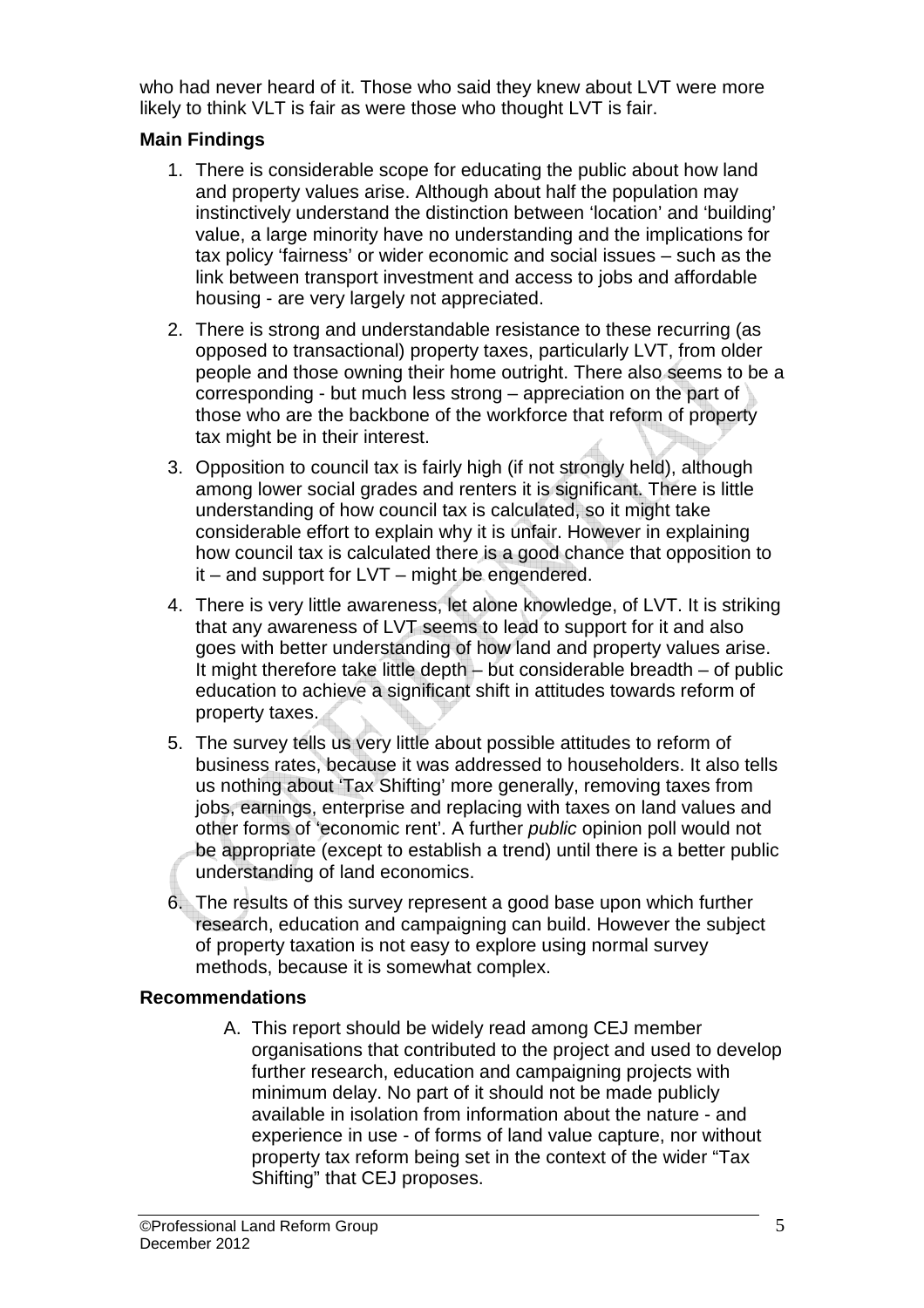who had never heard of it. Those who said they knew about LVT were more likely to think VLT is fair as were those who thought LVT is fair.

### Main Findings

1. There is considerable scope for educating the public about how land and property values arise. Although about half the population may instinctively understand the distinction between 'location' and 'building' value, a large minority have no understanding and the implications for tax policy 'fairness' or wider economic and social issues – such as the link between transport investment and access to jobs and affordable housing - are very largely not appreciated.
2. There is strong and understandable resistance to these recurring (as opposed to transactional) property taxes, particularly LVT, from older people and those owning their home outright. There also seems to be a corresponding - but much less strong – appreciation on the part of those who are the backbone of the workforce that reform of property tax might be in their interest.
3. Opposition to council tax is fairly high (if not strongly held), although among lower social grades and renters it is significant. There is little understanding of how council tax is calculated, so it might take considerable effort to explain why it is unfair. However in explaining how council tax is calculated there is a good chance that opposition to it – and support for LVT – might be engendered.
4. There is very little awareness, let alone knowledge, of LVT. It is striking that any awareness of LVT seems to lead to support for it and also goes with better understanding of how land and property values arise. It might therefore take little depth – but considerable breadth – of public education to achieve a significant shift in attitudes towards reform of property taxes.
5. The survey tells us very little about possible attitudes to reform of business rates, because it was addressed to householders. It also tells us nothing about 'Tax Shifting' more generally, removing taxes from jobs, earnings, enterprise and replacing with taxes on land values and other forms of 'economic rent'. A further *public* opinion poll would not be appropriate (except to establish a trend) until there is a better public understanding of land economics.
6. The results of this survey represent a good base upon which further research, education and campaigning can build. However the subject of property taxation is not easy to explore using normal survey methods, because it is somewhat complex.

### Recommendations

A. This report should be widely read among CEJ member organisations that contributed to the project and used to develop further research, education and campaigning projects with minimum delay. No part of it should not be made publicly available in isolation from information about the nature - and experience in use - of forms of land value capture, nor without property tax reform being set in the context of the wider "Tax Shifting" that CEJ proposes.

©Professional Land Reform Group
December 2012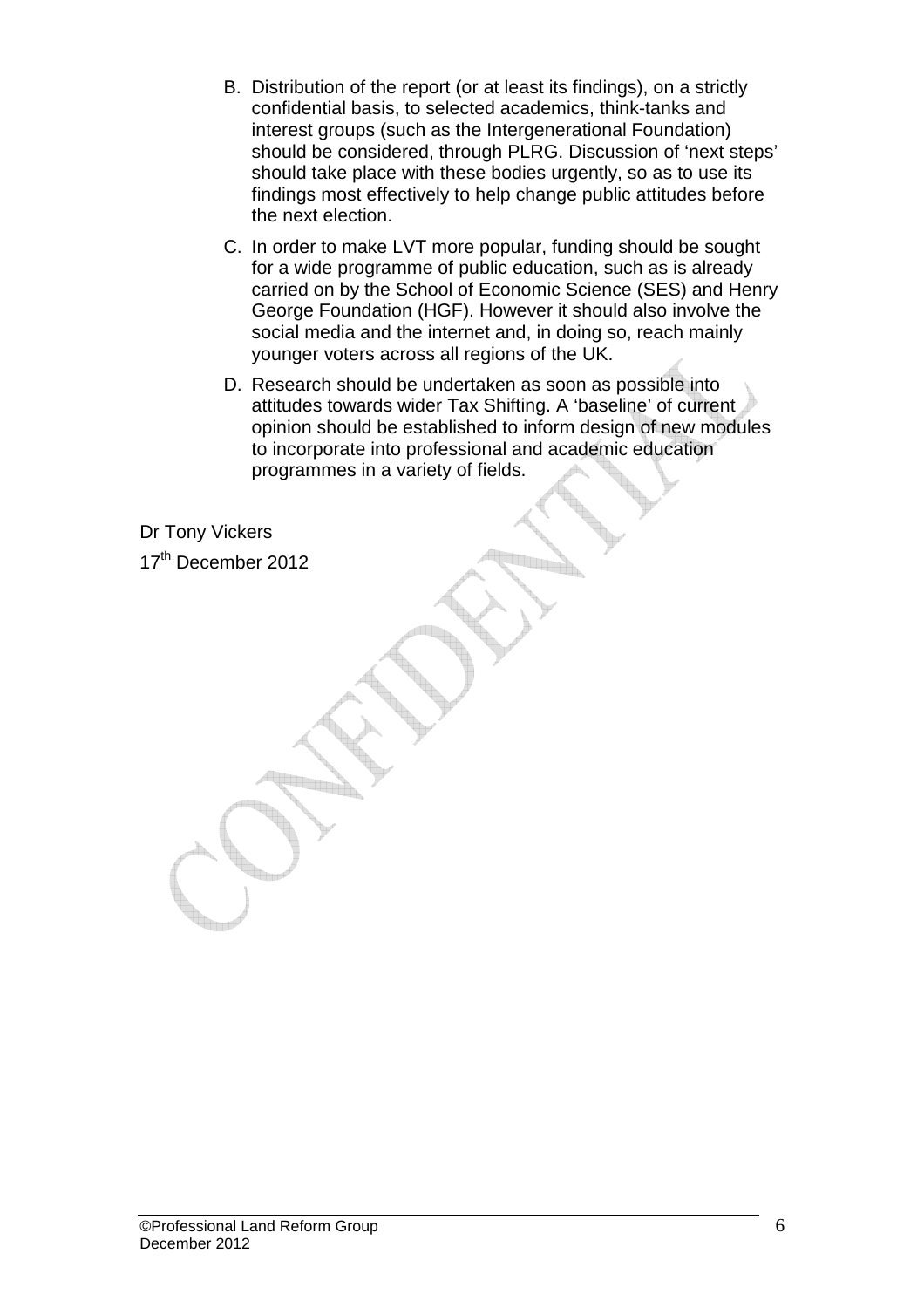B. Distribution of the report (or at least its findings), on a strictly confidential basis, to selected academics, think-tanks and interest groups (such as the Intergenerational Foundation) should be considered, through PLRG. Discussion of 'next steps' should take place with these bodies urgently, so as to use its findings most effectively to help change public attitudes before the next election.

C. In order to make LVT more popular, funding should be sought for a wide programme of public education, such as is already carried on by the School of Economic Science (SES) and Henry George Foundation (HGF). However it should also involve the social media and the internet and, in doing so, reach mainly younger voters across all regions of the UK.

D. Research should be undertaken as soon as possible into attitudes towards wider Tax Shifting. A 'baseline' of current opinion should be established to inform design of new modules to incorporate into professional and academic education programmes in a variety of fields.

Dr Tony Vickers

17th December 2012